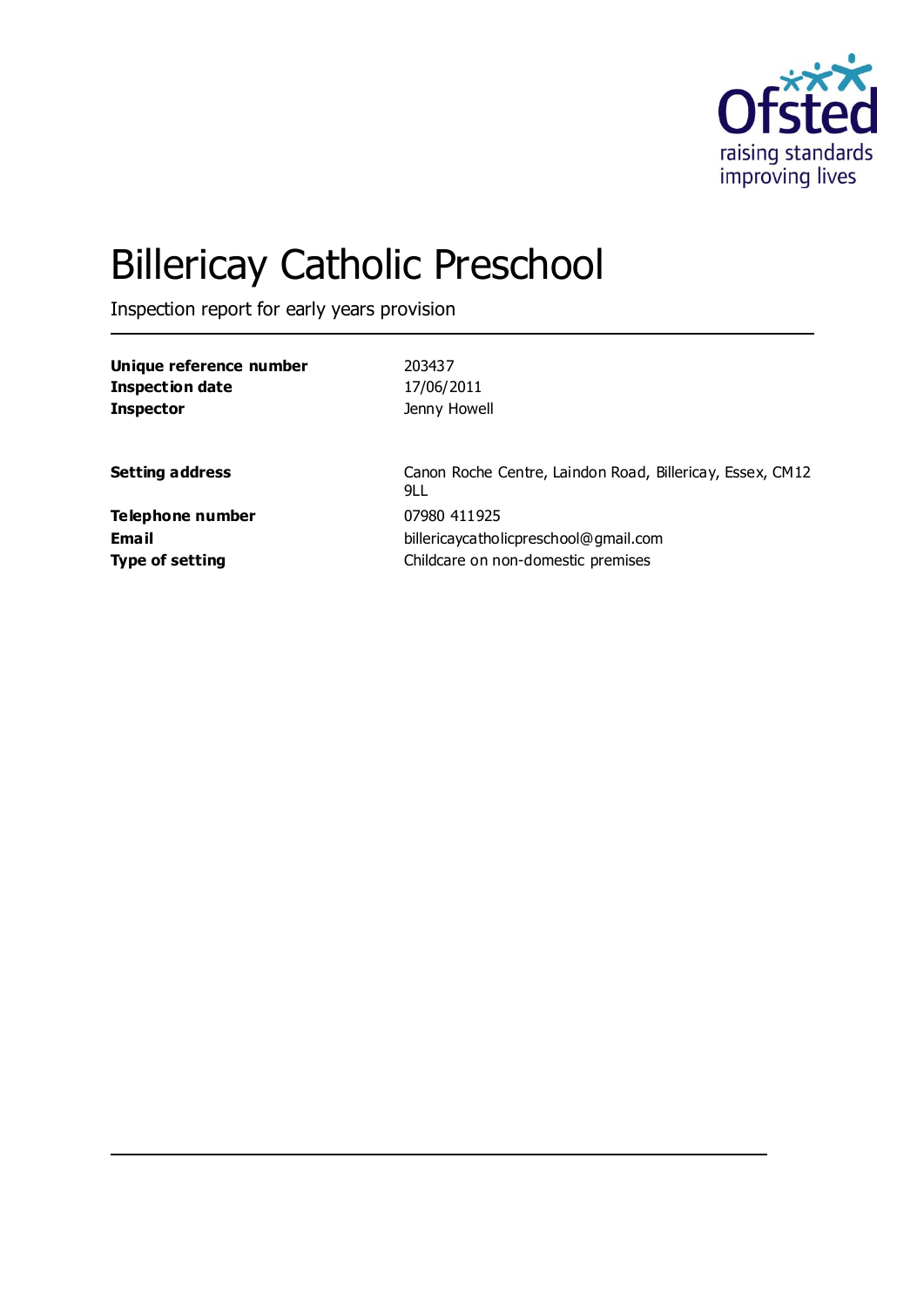# Billericay Catholic Preschool

Inspection report for early years provision

| | |
|---|---|
| **Unique reference number** | 203437 |
| **Inspection date** | 17/06/2011 |
| **Inspector** | Jenny Howell |

| | |
|---|---|
| **Setting address** | Canon Roche Centre, Laindon Road, Billericay, Essex, CM12 9LL |
| **Telephone number** | 07980 411925 |
| **Email** | billericaycatholicpreschool@gmail.com |
| **Type of setting** | Childcare on non-domestic premises |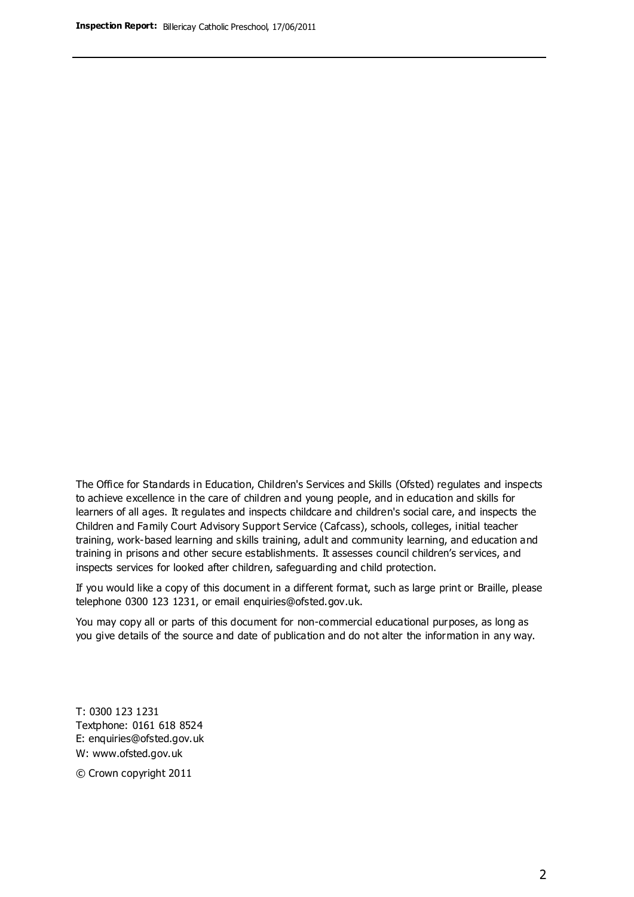The Office for Standards in Education, Children's Services and Skills (Ofsted) regulates and inspects to achieve excellence in the care of children and young people, and in education and skills for learners of all ages. It regulates and inspects childcare and children's social care, and inspects the Children and Family Court Advisory Support Service (Cafcass), schools, colleges, initial teacher training, work-based learning and skills training, adult and community learning, and education and training in prisons and other secure establishments. It assesses council children's services, and inspects services for looked after children, safeguarding and child protection.

If you would like a copy of this document in a different format, such as large print or Braille, please telephone 0300 123 1231, or email enquiries@ofsted.gov.uk.

You may copy all or parts of this document for non-commercial educational purposes, as long as you give details of the source and date of publication and do not alter the information in any way.

T: 0300 123 1231
Textphone: 0161 618 8524
E: enquiries@ofsted.gov.uk
W: www.ofsted.gov.uk

© Crown copyright 2011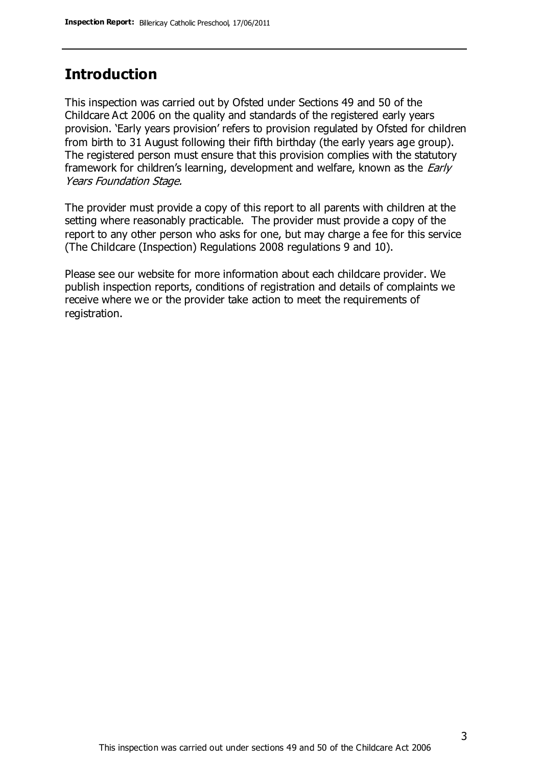## Introduction

This inspection was carried out by Ofsted under Sections 49 and 50 of the Childcare Act 2006 on the quality and standards of the registered early years provision. 'Early years provision' refers to provision regulated by Ofsted for children from birth to 31 August following their fifth birthday (the early years age group). The registered person must ensure that this provision complies with the statutory framework for children's learning, development and welfare, known as the *Early Years Foundation Stage*.

The provider must provide a copy of this report to all parents with children at the setting where reasonably practicable. The provider must provide a copy of the report to any other person who asks for one, but may charge a fee for this service (The Childcare (Inspection) Regulations 2008 regulations 9 and 10).

Please see our website for more information about each childcare provider. We publish inspection reports, conditions of registration and details of complaints we receive where we or the provider take action to meet the requirements of registration.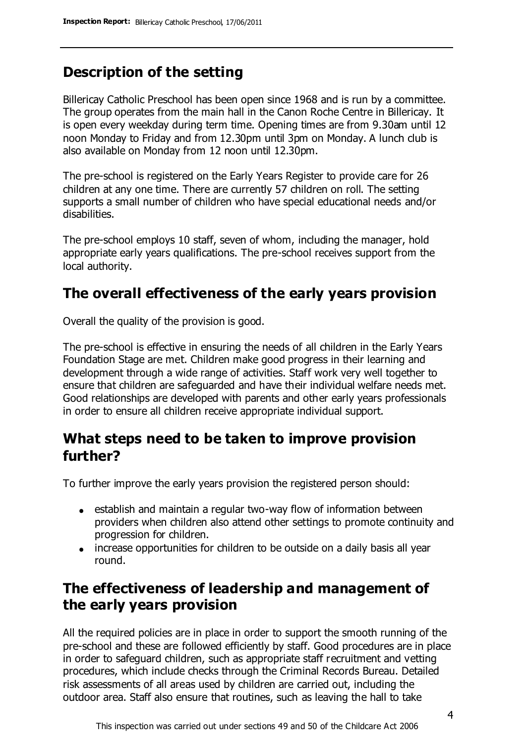## Description of the setting

Billericay Catholic Preschool has been open since 1968 and is run by a committee. The group operates from the main hall in the Canon Roche Centre in Billericay. It is open every weekday during term time. Opening times are from 9.30am until 12 noon Monday to Friday and from 12.30pm until 3pm on Monday. A lunch club is also available on Monday from 12 noon until 12.30pm.

The pre-school is registered on the Early Years Register to provide care for 26 children at any one time. There are currently 57 children on roll. The setting supports a small number of children who have special educational needs and/or disabilities.

The pre-school employs 10 staff, seven of whom, including the manager, hold appropriate early years qualifications. The pre-school receives support from the local authority.

## The overall effectiveness of the early years provision

Overall the quality of the provision is good.

The pre-school is effective in ensuring the needs of all children in the Early Years Foundation Stage are met. Children make good progress in their learning and development through a wide range of activities. Staff work very well together to ensure that children are safeguarded and have their individual welfare needs met. Good relationships are developed with parents and other early years professionals in order to ensure all children receive appropriate individual support.

## What steps need to be taken to improve provision further?

To further improve the early years provision the registered person should:

- establish and maintain a regular two-way flow of information between providers when children also attend other settings to promote continuity and progression for children.
- increase opportunities for children to be outside on a daily basis all year round.

## The effectiveness of leadership and management of the early years provision

All the required policies are in place in order to support the smooth running of the pre-school and these are followed efficiently by staff. Good procedures are in place in order to safeguard children, such as appropriate staff recruitment and vetting procedures, which include checks through the Criminal Records Bureau. Detailed risk assessments of all areas used by children are carried out, including the outdoor area. Staff also ensure that routines, such as leaving the hall to take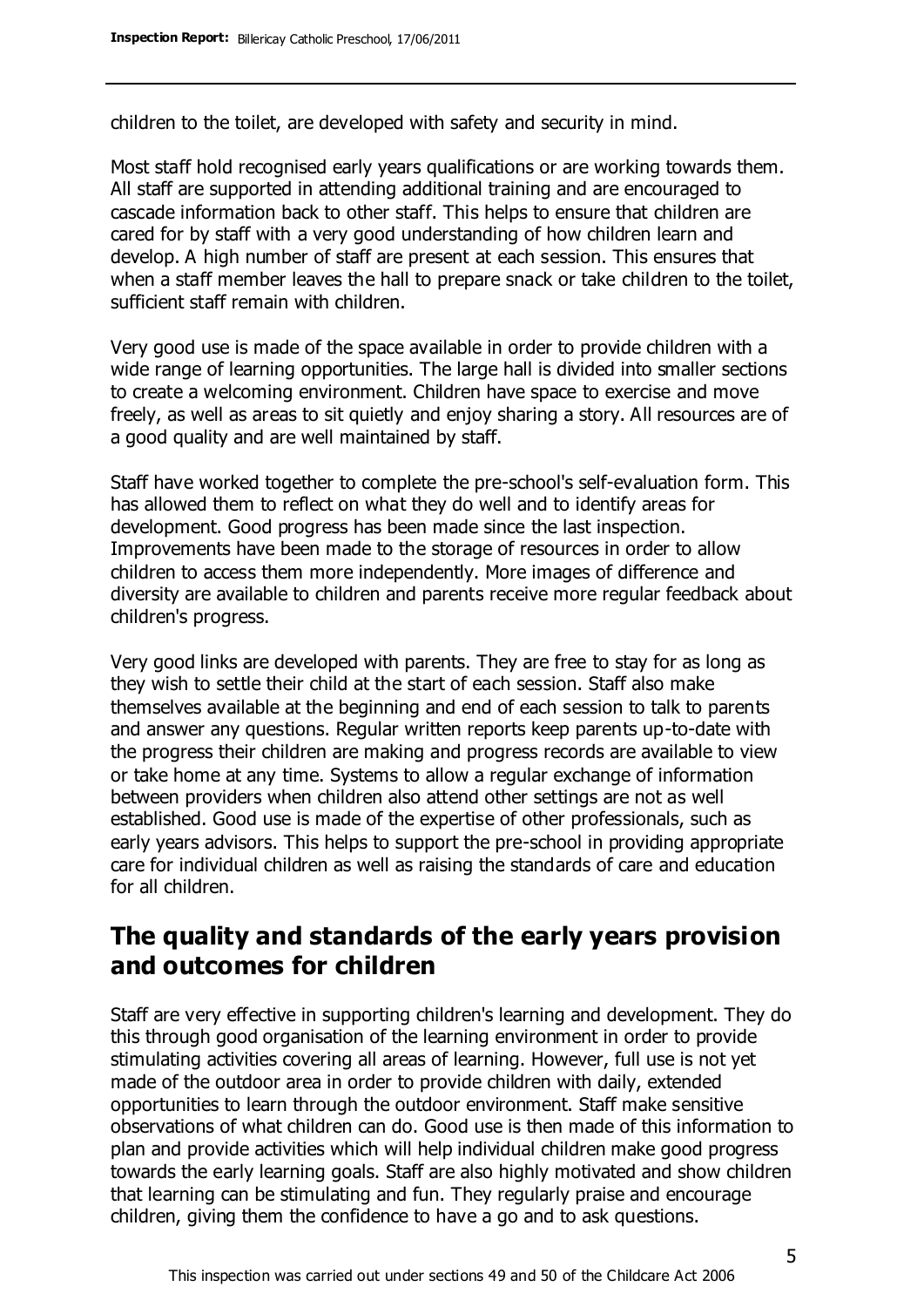children to the toilet, are developed with safety and security in mind.

Most staff hold recognised early years qualifications or are working towards them. All staff are supported in attending additional training and are encouraged to cascade information back to other staff. This helps to ensure that children are cared for by staff with a very good understanding of how children learn and develop. A high number of staff are present at each session. This ensures that when a staff member leaves the hall to prepare snack or take children to the toilet, sufficient staff remain with children.

Very good use is made of the space available in order to provide children with a wide range of learning opportunities. The large hall is divided into smaller sections to create a welcoming environment. Children have space to exercise and move freely, as well as areas to sit quietly and enjoy sharing a story. All resources are of a good quality and are well maintained by staff.

Staff have worked together to complete the pre-school's self-evaluation form. This has allowed them to reflect on what they do well and to identify areas for development. Good progress has been made since the last inspection. Improvements have been made to the storage of resources in order to allow children to access them more independently. More images of difference and diversity are available to children and parents receive more regular feedback about children's progress.

Very good links are developed with parents. They are free to stay for as long as they wish to settle their child at the start of each session. Staff also make themselves available at the beginning and end of each session to talk to parents and answer any questions. Regular written reports keep parents up-to-date with the progress their children are making and progress records are available to view or take home at any time. Systems to allow a regular exchange of information between providers when children also attend other settings are not as well established. Good use is made of the expertise of other professionals, such as early years advisors. This helps to support the pre-school in providing appropriate care for individual children as well as raising the standards of care and education for all children.

## The quality and standards of the early years provision and outcomes for children

Staff are very effective in supporting children's learning and development. They do this through good organisation of the learning environment in order to provide stimulating activities covering all areas of learning. However, full use is not yet made of the outdoor area in order to provide children with daily, extended opportunities to learn through the outdoor environment. Staff make sensitive observations of what children can do. Good use is then made of this information to plan and provide activities which will help individual children make good progress towards the early learning goals. Staff are also highly motivated and show children that learning can be stimulating and fun. They regularly praise and encourage children, giving them the confidence to have a go and to ask questions.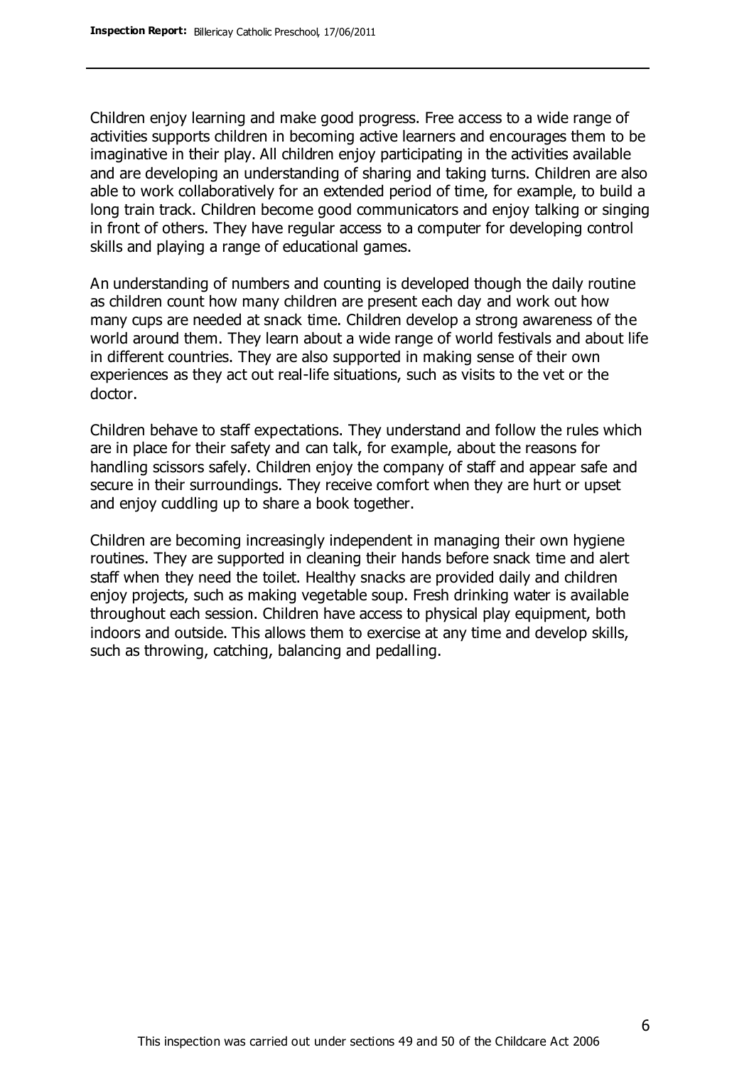Children enjoy learning and make good progress. Free access to a wide range of activities supports children in becoming active learners and encourages them to be imaginative in their play. All children enjoy participating in the activities available and are developing an understanding of sharing and taking turns. Children are also able to work collaboratively for an extended period of time, for example, to build a long train track. Children become good communicators and enjoy talking or singing in front of others. They have regular access to a computer for developing control skills and playing a range of educational games.

An understanding of numbers and counting is developed though the daily routine as children count how many children are present each day and work out how many cups are needed at snack time. Children develop a strong awareness of the world around them. They learn about a wide range of world festivals and about life in different countries. They are also supported in making sense of their own experiences as they act out real-life situations, such as visits to the vet or the doctor.

Children behave to staff expectations. They understand and follow the rules which are in place for their safety and can talk, for example, about the reasons for handling scissors safely. Children enjoy the company of staff and appear safe and secure in their surroundings. They receive comfort when they are hurt or upset and enjoy cuddling up to share a book together.

Children are becoming increasingly independent in managing their own hygiene routines. They are supported in cleaning their hands before snack time and alert staff when they need the toilet. Healthy snacks are provided daily and children enjoy projects, such as making vegetable soup. Fresh drinking water is available throughout each session. Children have access to physical play equipment, both indoors and outside. This allows them to exercise at any time and develop skills, such as throwing, catching, balancing and pedalling.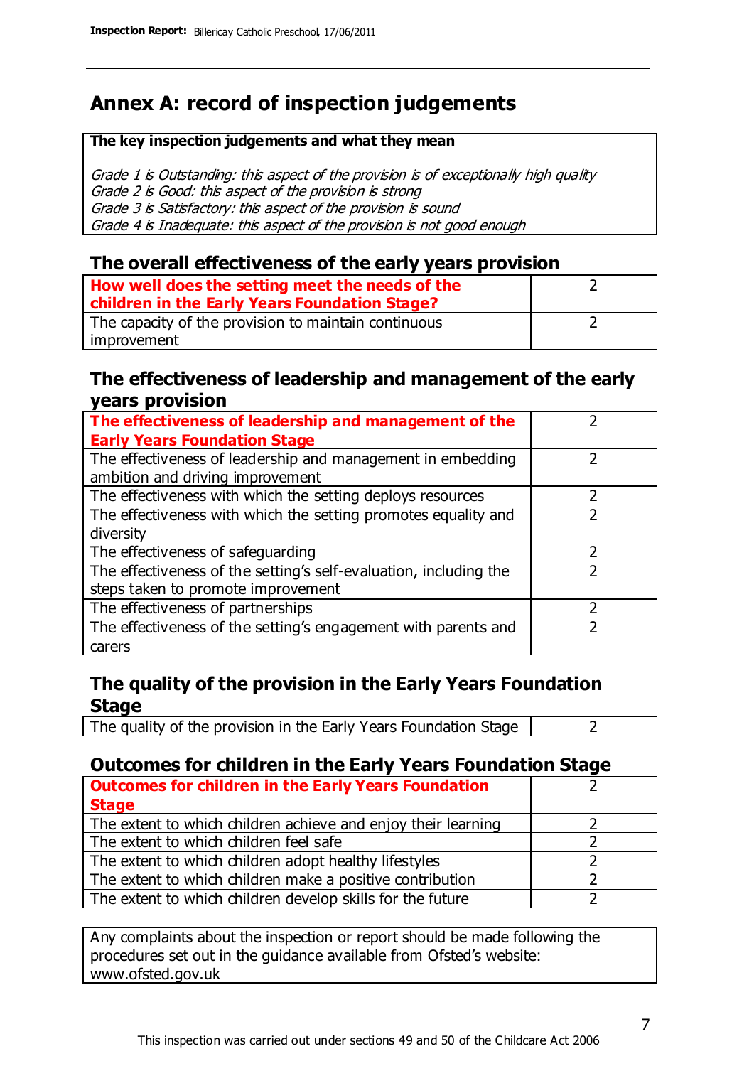# Annex A: record of inspection judgements

**The key inspection judgements and what they mean**

*Grade 1 is Outstanding: this aspect of the provision is of exceptionally high quality*
*Grade 2 is Good: this aspect of the provision is strong*
*Grade 3 is Satisfactory: this aspect of the provision is sound*
*Grade 4 is Inadequate: this aspect of the provision is not good enough*

## The overall effectiveness of the early years provision

| | |
|---|---|
| **How well does the setting meet the needs of the children in the Early Years Foundation Stage?** | 2 |
| The capacity of the provision to maintain continuous improvement | 2 |

## The effectiveness of leadership and management of the early years provision

| | |
|---|---|
| **The effectiveness of leadership and management of the Early Years Foundation Stage** | 2 |
| The effectiveness of leadership and management in embedding ambition and driving improvement | 2 |
| The effectiveness with which the setting deploys resources | 2 |
| The effectiveness with which the setting promotes equality and diversity | 2 |
| The effectiveness of safeguarding | 2 |
| The effectiveness of the setting's self-evaluation, including the steps taken to promote improvement | 2 |
| The effectiveness of partnerships | 2 |
| The effectiveness of the setting's engagement with parents and carers | 2 |

## The quality of the provision in the Early Years Foundation Stage

| | |
|---|---|
| The quality of the provision in the Early Years Foundation Stage | 2 |

## Outcomes for children in the Early Years Foundation Stage

| | |
|---|---|
| **Outcomes for children in the Early Years Foundation Stage** | 2 |
| The extent to which children achieve and enjoy their learning | 2 |
| The extent to which children feel safe | 2 |
| The extent to which children adopt healthy lifestyles | 2 |
| The extent to which children make a positive contribution | 2 |
| The extent to which children develop skills for the future | 2 |

Any complaints about the inspection or report should be made following the procedures set out in the guidance available from Ofsted's website: www.ofsted.gov.uk

This inspection was carried out under sections 49 and 50 of the Childcare Act 2006